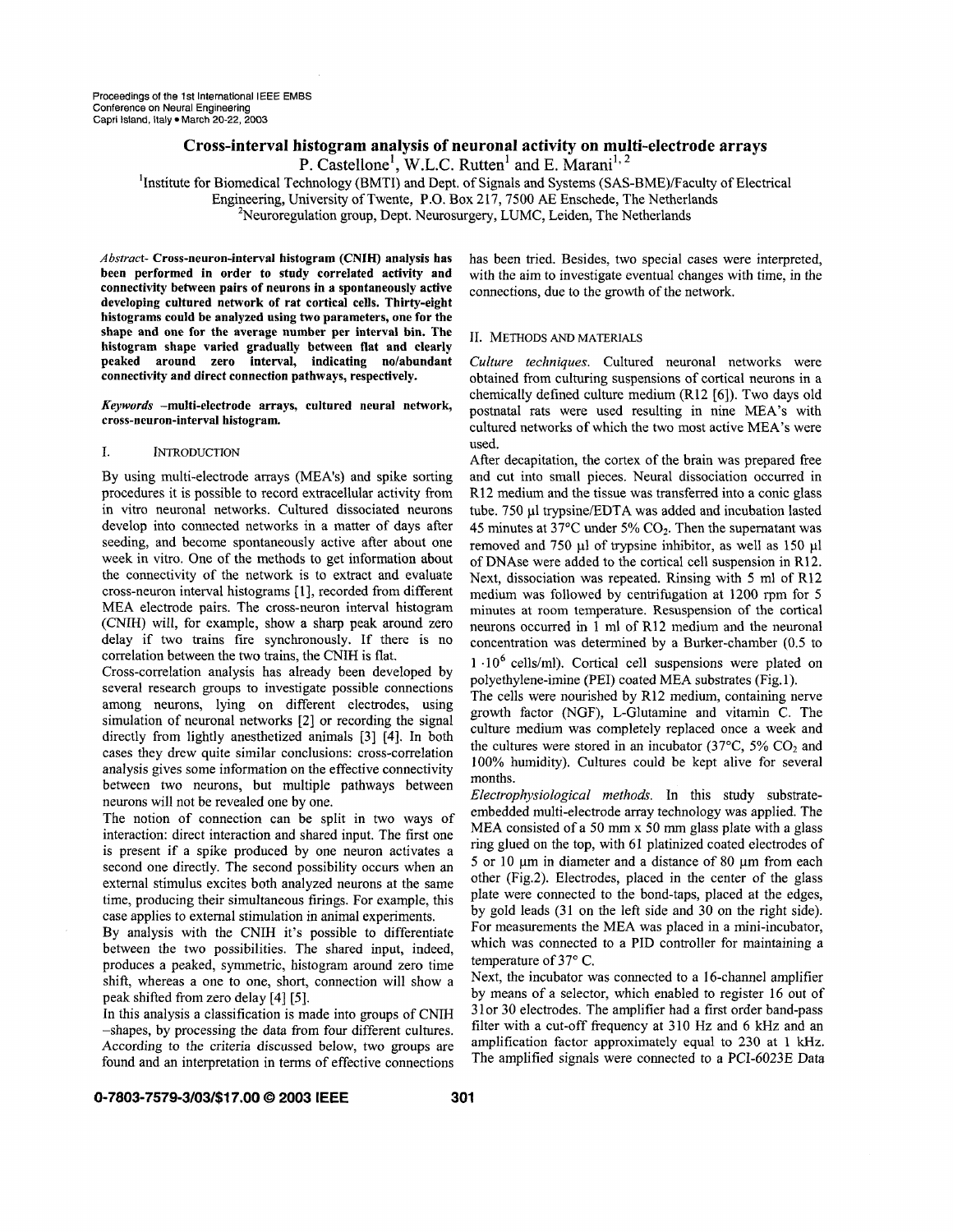# Cross-interval histogram analysis of neuronal activity on multi-electrode arrays

P. Castellone[1], W.L.C. Rutten[1] and E. Marani[1, 2]

[1]Institute for Biomedical Technology (BMTI) and Dept. of Signals and Systems (SAS-BME)/Faculty of Electrical Engineering, University of Twente, P.O. Box 217, 7500 AE Enschede, The Netherlands

[2]Neuroregulation group, Dept. Neurosurgery, LUMC, Leiden, The Netherlands

***Abstract*- Cross-neuron-interval histogram (CNIH) analysis has been performed in order to study correlated activity and connectivity between pairs of neurons in a spontaneously active developing cultured network of rat cortical cells. Thirty-eight histograms could be analyzed using two parameters, one for the shape and one for the average number per interval bin. The histogram shape varied gradually between flat and clearly peaked around zero interval, indicating no/abundant connectivity and direct connection pathways, respectively.**

***Keywords* –multi-electrode arrays, cultured neural network, cross-neuron-interval histogram.**

## I. INTRODUCTION

By using multi-electrode arrays (MEA's) and spike sorting procedures it is possible to record extracellular activity from in vitro neuronal networks. Cultured dissociated neurons develop into connected networks in a matter of days after seeding, and become spontaneously active after about one week in vitro. One of the methods to get information about the connectivity of the network is to extract and evaluate cross-neuron interval histograms [1], recorded from different MEA electrode pairs. The cross-neuron interval histogram (CNIH) will, for example, show a sharp peak around zero delay if two trains fire synchronously. If there is no correlation between the two trains, the CNIH is flat.

Cross-correlation analysis has already been developed by several research groups to investigate possible connections among neurons, lying on different electrodes, using simulation of neuronal networks [2] or recording the signal directly from lightly anesthetized animals [3] [4]. In both cases they drew quite similar conclusions: cross-correlation analysis gives some information on the effective connectivity between two neurons, but multiple pathways between neurons will not be revealed one by one.

The notion of connection can be split in two ways of interaction: direct interaction and shared input. The first one is present if a spike produced by one neuron activates a second one directly. The second possibility occurs when an external stimulus excites both analyzed neurons at the same time, producing their simultaneous firings. For example, this case applies to external stimulation in animal experiments.

By analysis with the CNIH it's possible to differentiate between the two possibilities. The shared input, indeed, produces a peaked, symmetric, histogram around zero time shift, whereas a one to one, short, connection will show a peak shifted from zero delay [4] [5].

In this analysis a classification is made into groups of CNIH –shapes, by processing the data from four different cultures. According to the criteria discussed below, two groups are found and an interpretation in terms of effective connections has been tried. Besides, two special cases were interpreted, with the aim to investigate eventual changes with time, in the connections, due to the growth of the network.

## II. METHODS AND MATERIALS

*Culture techniques.* Cultured neuronal networks were obtained from culturing suspensions of cortical neurons in a chemically defined culture medium (R12 [6]). Two days old postnatal rats were used resulting in nine MEA's with cultured networks of which the two most active MEA's were used.

After decapitation, the cortex of the brain was prepared free and cut into small pieces. Neural dissociation occurred in R12 medium and the tissue was transferred into a conic glass tube. 750 µl trypsine/EDTA was added and incubation lasted 45 minutes at 37°C under 5% $CO_2$. Then the supernatant was removed and 750 µl of trypsine inhibitor, as well as 150 µl of DNAse were added to the cortical cell suspension in R12. Next, dissociation was repeated. Rinsing with 5 ml of R12 medium was followed by centrifugation at 1200 rpm for 5 minutes at room temperature. Resuspension of the cortical neurons occurred in 1 ml of R12 medium and the neuronal concentration was determined by a Burker-chamber (0.5 to $1 \cdot 10^6$ cells/ml). Cortical cell suspensions were plated on polyethylene-imine (PEI) coated MEA substrates (Fig.1).

The cells were nourished by R12 medium, containing nerve growth factor (NGF), L-Glutamine and vitamin C. The culture medium was completely replaced once a week and the cultures were stored in an incubator (37°C, 5% $CO_2$ and 100% humidity). Cultures could be kept alive for several months.

*Electrophysiological methods.* In this study substrate-embedded multi-electrode array technology was applied. The MEA consisted of a 50 mm x 50 mm glass plate with a glass ring glued on the top, with 61 platinized coated electrodes of 5 or 10 µm in diameter and a distance of 80 µm from each other (Fig.2). Electrodes, placed in the center of the glass plate were connected to the bond-taps, placed at the edges, by gold leads (31 on the left side and 30 on the right side). For measurements the MEA was placed in a mini-incubator, which was connected to a PID controller for maintaining a temperature of 37° C.

Next, the incubator was connected to a 16-channel amplifier by means of a selector, which enabled to register 16 out of 31or 30 electrodes. The amplifier had a first order band-pass filter with a cut-off frequency at 310 Hz and 6 kHz and an amplification factor approximately equal to 230 at 1 kHz. The amplified signals were connected to a PCI-6023E Data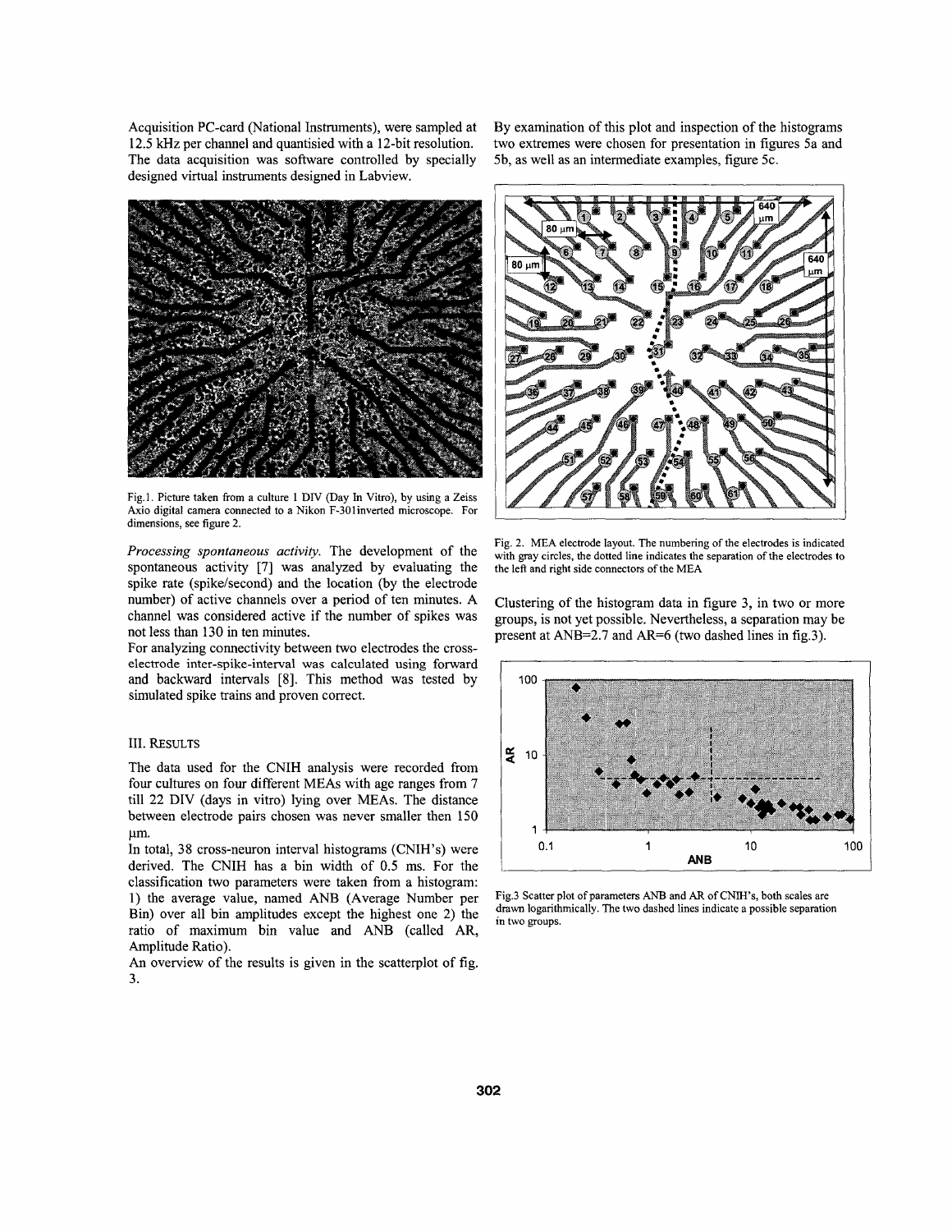Acquisition PC-card (National Instruments), were sampled at 12.5 kHz per channel and quantisied with a 12-bit resolution. The data acquisition was software controlled by specially designed virtual instruments designed in Labview.

Fig.1. Picture taken from a culture 1 DIV (Day In Vitro), by using a Zeiss Axio digital camera connected to a Nikon F-301inverted microscope. For dimensions, see figure 2.

*Processing spontaneous activity.* The development of the spontaneous activity [7] was analyzed by evaluating the spike rate (spike/second) and the location (by the electrode number) of active channels over a period of ten minutes. A channel was considered active if the number of spikes was not less than 130 in ten minutes.

For analyzing connectivity between two electrodes the cross-electrode inter-spike-interval was calculated using forward and backward intervals [8]. This method was tested by simulated spike trains and proven correct.

## III. Results

The data used for the CNIH analysis were recorded from four cultures on four different MEAs with age ranges from 7 till 22 DIV (days in vitro) lying over MEAs. The distance between electrode pairs chosen was never smaller then 150 μm.

In total, 38 cross-neuron interval histograms (CNIH's) were derived. The CNIH has a bin width of 0.5 ms. For the classification two parameters were taken from a histogram: 1) the average value, named ANB (Average Number per Bin) over all bin amplitudes except the highest one 2) the ratio of maximum bin value and ANB (called AR, Amplitude Ratio).

An overview of the results is given in the scatterplot of fig. 3.

By examination of this plot and inspection of the histograms two extremes were chosen for presentation in figures 5a and 5b, as well as an intermediate examples, figure 5c.

Fig. 2. MEA electrode layout. The numbering of the electrodes is indicated with gray circles, the dotted line indicates the separation of the electrodes to the left and right side connectors of the MEA

Clustering of the histogram data in figure 3, in two or more groups, is not yet possible. Nevertheless, a separation may be present at ANB=2.7 and AR=6 (two dashed lines in fig.3).

Fig.3 Scatter plot of parameters ANB and AR of CNIH's, both scales are drawn logarithmically. The two dashed lines indicate a possible separation in two groups.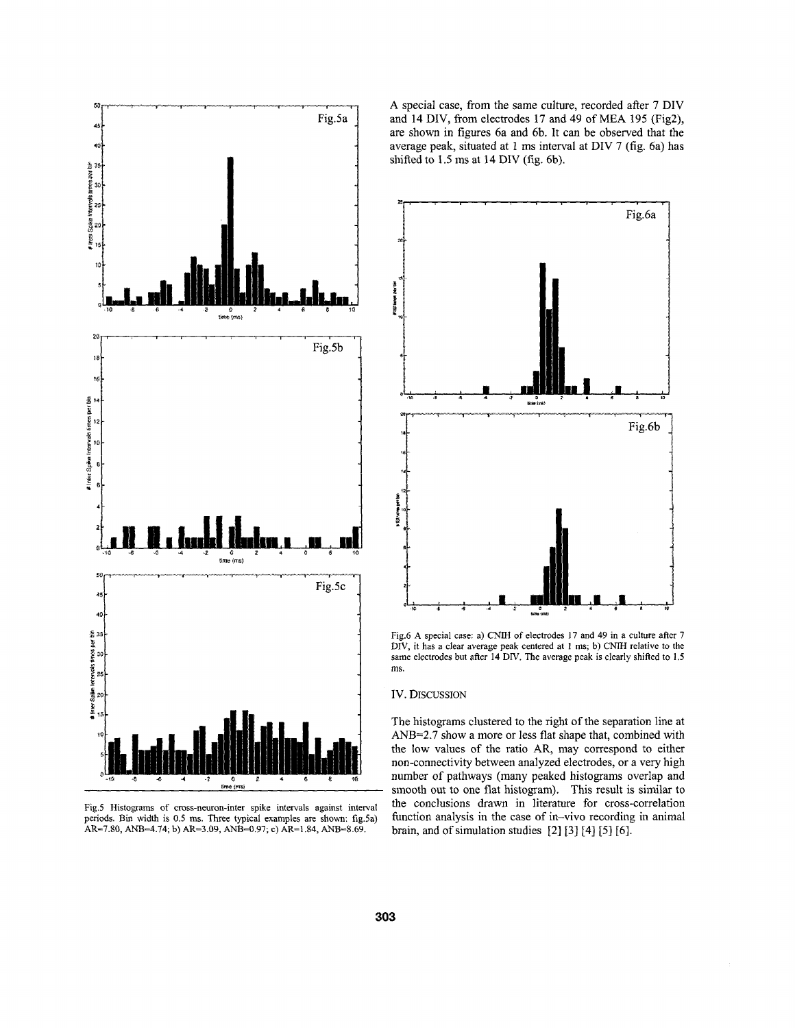Fig.5 Histograms of cross-neuron-inter spike intervals against interval periods. Bin width is 0.5 ms. Three typical examples are shown: fig.5a) AR=7.80, ANB=4.74; b) AR=3.09, ANB=0.97; c) AR=1.84, ANB=8.69.

A special case, from the same culture, recorded after 7 DIV and 14 DIV, from electrodes 17 and 49 of MEA 195 (Fig2), are shown in figures 6a and 6b. It can be observed that the average peak, situated at 1 ms interval at DIV 7 (fig. 6a) has shifted to 1.5 ms at 14 DIV (fig. 6b).

Fig.6 A special case: a) CNIH of electrodes 17 and 49 in a culture after 7 DIV, it has a clear average peak centered at 1 ms; b) CNIH relative to the same electrodes but after 14 DIV. The average peak is clearly shifted to 1.5 ms.

## IV. Discussion

The histograms clustered to the right of the separation line at ANB=2.7 show a more or less flat shape that, combined with the low values of the ratio AR, may correspond to either non-connectivity between analyzed electrodes, or a very high number of pathways (many peaked histograms overlap and smooth out to one flat histogram). This result is similar to the conclusions drawn in literature for cross-correlation function analysis in the case of in–vivo recording in animal brain, and of simulation studies [2] [3] [4] [5] [6].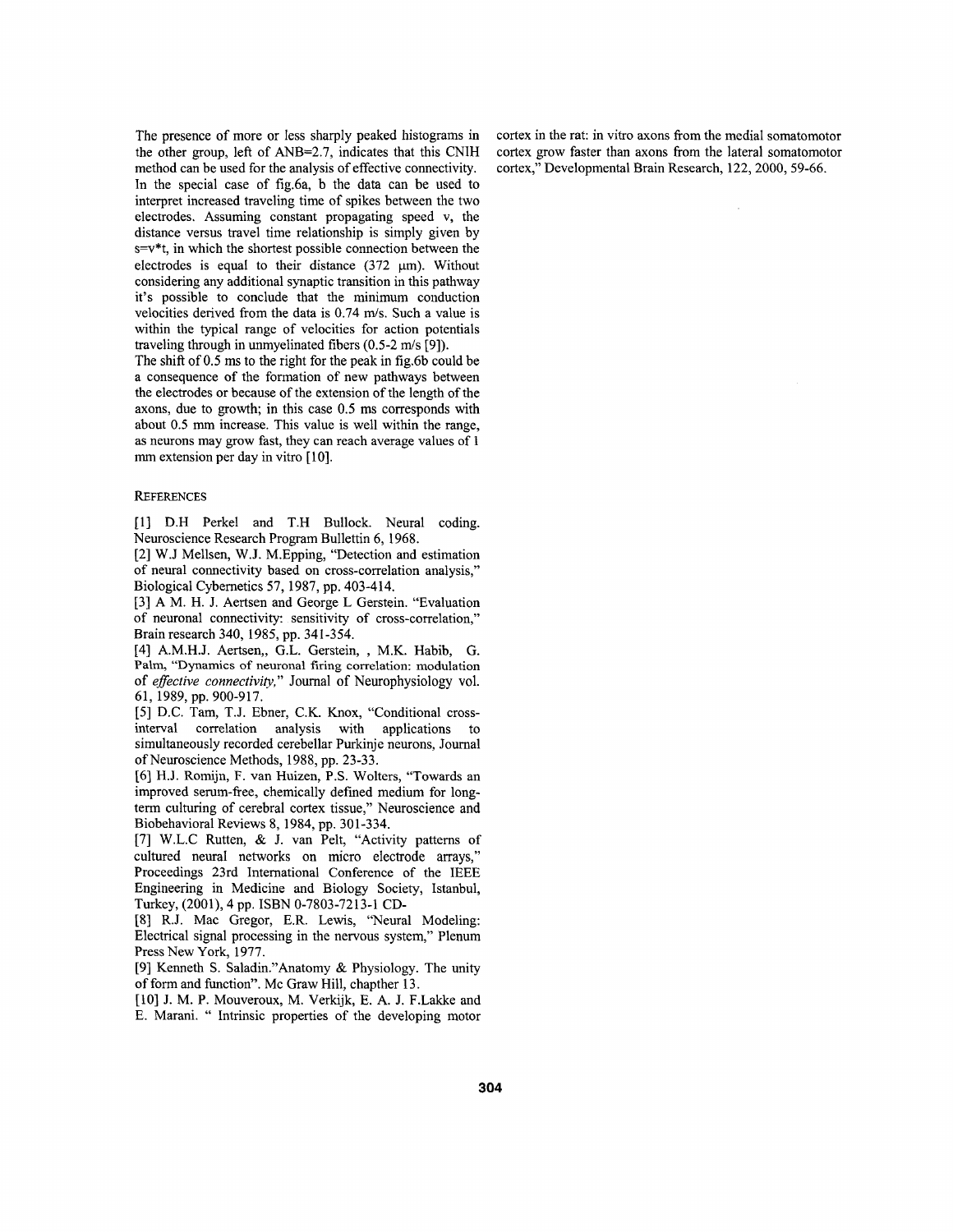The presence of more or less sharply peaked histograms in the other group, left of ANB=2.7, indicates that this CNIH method can be used for the analysis of effective connectivity. In the special case of fig.6a, b the data can be used to interpret increased traveling time of spikes between the two electrodes. Assuming constant propagating speed v, the distance versus travel time relationship is simply given by $s=v*t$, in which the shortest possible connection between the electrodes is equal to their distance (372 μm). Without considering any additional synaptic transition in this pathway it's possible to conclude that the minimum conduction velocities derived from the data is 0.74 m/s. Such a value is within the typical range of velocities for action potentials traveling through in unmyelinated fibers (0.5-2 m/s [9]).

The shift of 0.5 ms to the right for the peak in fig.6b could be a consequence of the formation of new pathways between the electrodes or because of the extension of the length of the axons, due to growth; in this case 0.5 ms corresponds with about 0.5 mm increase. This value is well within the range, as neurons may grow fast, they can reach average values of 1 mm extension per day in vitro [10].

## REFERENCES

[1] D.H Perkel and T.H Bullock. Neural coding. Neuroscience Research Program Bullettin 6, 1968.

[2] W.J Mellsen, W.J. M.Epping, "Detection and estimation of neural connectivity based on cross-correlation analysis," Biological Cybernetics 57, 1987, pp. 403-414.

[3] A M. H. J. Aertsen and George L Gerstein. "Evaluation of neuronal connectivity: sensitivity of cross-correlation," Brain research 340, 1985, pp. 341-354.

[4] A.M.H.J. Aertsen,, G.L. Gerstein, , M.K. Habib, G. Palm, "Dynamics of neuronal firing correlation: modulation of *effective connectivity*," Journal of Neurophysiology vol. 61, 1989, pp. 900-917.

[5] D.C. Tam, T.J. Ebner, C.K. Knox, "Conditional cross-interval correlation analysis with applications to simultaneously recorded cerebellar Purkinje neurons, Journal of Neuroscience Methods, 1988, pp. 23-33.

[6] H.J. Romijn, F. van Huizen, P.S. Wolters, "Towards an improved serum-free, chemically defined medium for long-term culturing of cerebral cortex tissue," Neuroscience and Biobehavioral Reviews 8, 1984, pp. 301-334.

[7] W.L.C Rutten, & J. van Pelt, "Activity patterns of cultured neural networks on micro electrode arrays," Proceedings 23rd International Conference of the IEEE Engineering in Medicine and Biology Society, Istanbul, Turkey, (2001), 4 pp. ISBN 0-7803-7213-1 CD-

[8] R.J. Mac Gregor, E.R. Lewis, "Neural Modeling: Electrical signal processing in the nervous system," Plenum Press New York, 1977.

[9] Kenneth S. Saladin."Anatomy & Physiology. The unity of form and function". Mc Graw Hill, chapther 13.

[10] J. M. P. Mouveroux, M. Verkijk, E. A. J. F.Lakke and E. Marani. " Intrinsic properties of the developing motor cortex in the rat: in vitro axons from the medial somatomotor cortex grow faster than axons from the lateral somatomotor cortex," Developmental Brain Research, 122, 2000, 59-66.